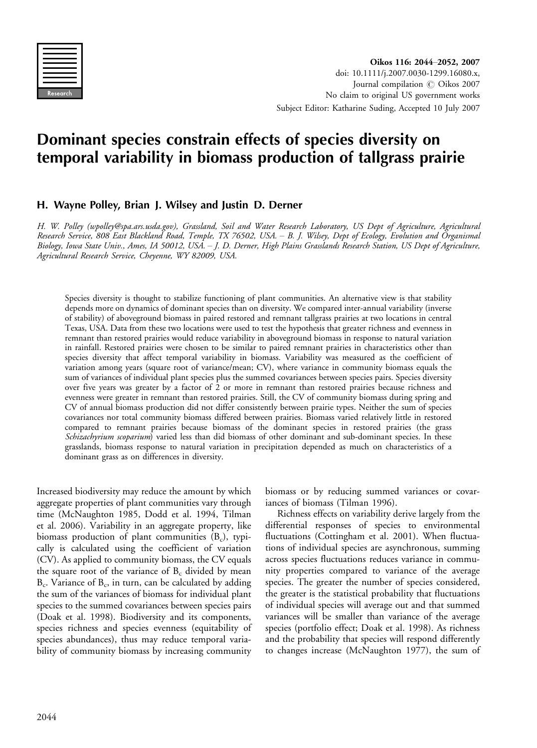# Dominant species constrain effects of species diversity on temporal variability in biomass production of tallgrass prairie

## H. Wayne Polley, Brian J. Wilsey and Justin D. Derner

*H. W. Polley (wpolley@spa.ars.usda.gov), Grassland, Soil and Water Research Laboratory, US Dept of Agriculture, Agricultural Research Service, 808 East Blackland Road, Temple, TX 76502, USA. – B. J. Wilsey, Dept of Ecology, Evolution and Organismal Biology, Iowa State Univ., Ames, IA 50012, USA. – J. D. Derner, High Plains Grasslands Research Station, US Dept of Agriculture, Agricultural Research Service, Cheyenne, WY 82009, USA.*

Species diversity is thought to stabilize functioning of plant communities. An alternative view is that stability depends more on dynamics of dominant species than on diversity. We compared inter-annual variability (inverse of stability) of aboveground biomass in paired restored and remnant tallgrass prairies at two locations in central Texas, USA. Data from these two locations were used to test the hypothesis that greater richness and evenness in remnant than restored prairies would reduce variability in aboveground biomass in response to natural variation in rainfall. Restored prairies were chosen to be similar to paired remnant prairies in characteristics other than species diversity that affect temporal variability in biomass. Variability was measured as the coefficient of variation among years (square root of variance/mean; CV), where variance in community biomass equals the sum of variances of individual plant species plus the summed covariances between species pairs. Species diversity over five years was greater by a factor of 2 or more in remnant than restored prairies because richness and evenness were greater in remnant than restored prairies. Still, the CV of community biomass during spring and CV of annual biomass production did not differ consistently between prairie types. Neither the sum of species covariances nor total community biomass differed between prairies. Biomass varied relatively little in restored compared to remnant prairies because biomass of the dominant species in restored prairies (the grass *Schizachyrium scoparium*) varied less than did biomass of other dominant and sub-dominant species. In these grasslands, biomass response to natural variation in precipitation depended as much on characteristics of a dominant grass as on differences in diversity.

Increased biodiversity may reduce the amount by which aggregate properties of plant communities vary through time (McNaughton 1985, Dodd et al. 1994, Tilman et al. 2006). Variability in an aggregate property, like biomass production of plant communities ($B_c$), typically is calculated using the coefficient of variation (CV). As applied to community biomass, the CV equals the square root of the variance of $B_c$ divided by mean $B_c$. Variance of $B_c$, in turn, can be calculated by adding the sum of the variances of biomass for individual plant species to the summed covariances between species pairs (Doak et al. 1998). Biodiversity and its components, species richness and species evenness (equitability of species abundances), thus may reduce temporal variability of community biomass by increasing community biomass or by reducing summed variances or covariances of biomass (Tilman 1996).

Richness effects on variability derive largely from the differential responses of species to environmental fluctuations (Cottingham et al. 2001). When fluctuations of individual species are asynchronous, summing across species fluctuations reduces variance in community properties compared to variance of the average species. The greater the number of species considered, the greater is the statistical probability that fluctuations of individual species will average out and that summed variances will be smaller than variance of the average species (portfolio effect; Doak et al. 1998). As richness and the probability that species will respond differently to changes increase (McNaughton 1977), the sum of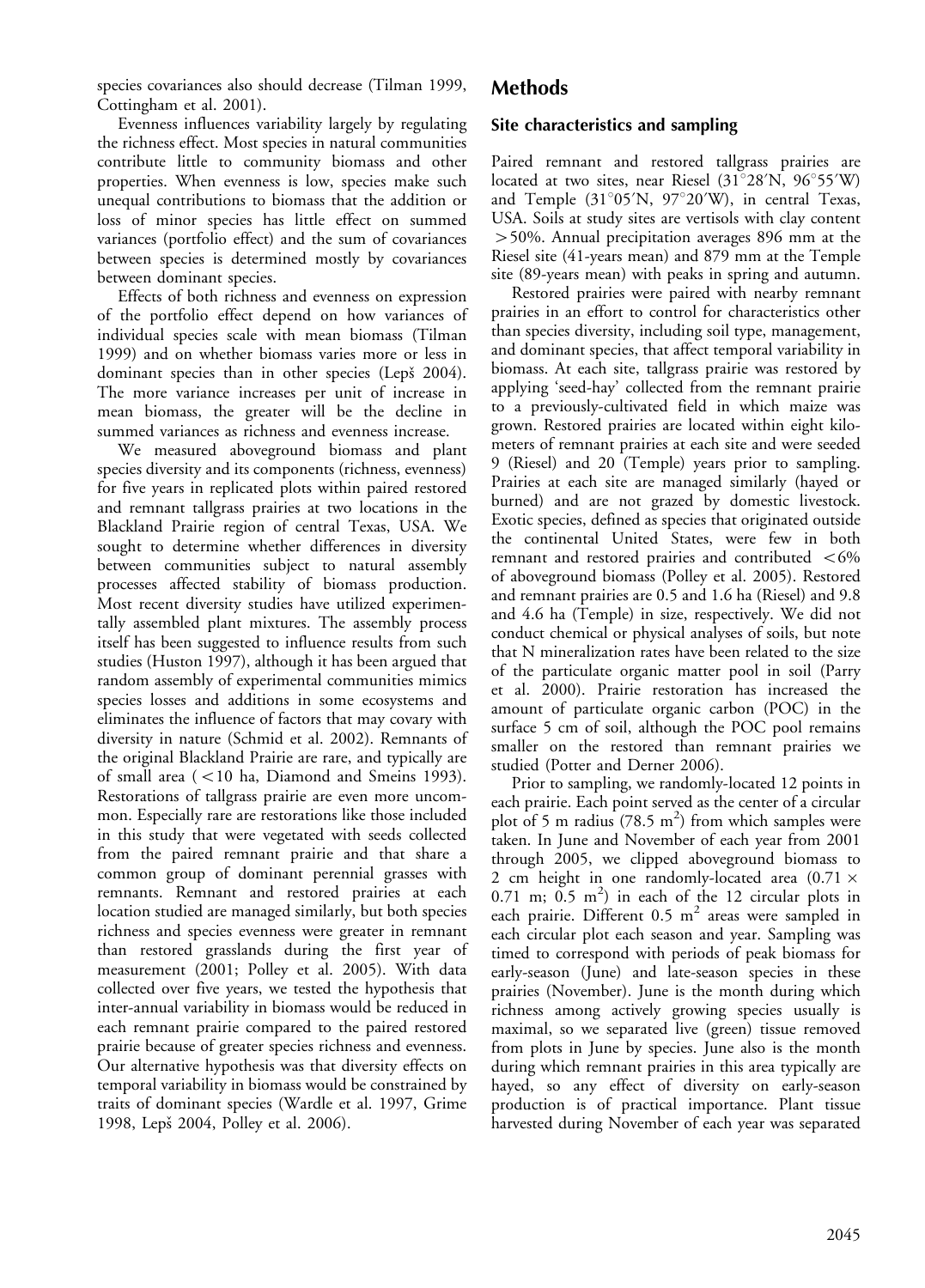species covariances also should decrease (Tilman 1999, Cottingham et al. 2001).

Evenness influences variability largely by regulating the richness effect. Most species in natural communities contribute little to community biomass and other properties. When evenness is low, species make such unequal contributions to biomass that the addition or loss of minor species has little effect on summed variances (portfolio effect) and the sum of covariances between species is determined mostly by covariances between dominant species.

Effects of both richness and evenness on expression of the portfolio effect depend on how variances of individual species scale with mean biomass (Tilman 1999) and on whether biomass varies more or less in dominant species than in other species (Lepš 2004). The more variance increases per unit of increase in mean biomass, the greater will be the decline in summed variances as richness and evenness increase.

We measured aboveground biomass and plant species diversity and its components (richness, evenness) for five years in replicated plots within paired restored and remnant tallgrass prairies at two locations in the Blackland Prairie region of central Texas, USA. We sought to determine whether differences in diversity between communities subject to natural assembly processes affected stability of biomass production. Most recent diversity studies have utilized experimentally assembled plant mixtures. The assembly process itself has been suggested to influence results from such studies (Huston 1997), although it has been argued that random assembly of experimental communities mimics species losses and additions in some ecosystems and eliminates the influence of factors that may covary with diversity in nature (Schmid et al. 2002). Remnants of the original Blackland Prairie are rare, and typically are of small area (<10 ha, Diamond and Smeins 1993). Restorations of tallgrass prairie are even more uncommon. Especially rare are restorations like those included in this study that were vegetated with seeds collected from the paired remnant prairie and that share a common group of dominant perennial grasses with remnants. Remnant and restored prairies at each location studied are managed similarly, but both species richness and species evenness were greater in remnant than restored grasslands during the first year of measurement (2001; Polley et al. 2005). With data collected over five years, we tested the hypothesis that inter-annual variability in biomass would be reduced in each remnant prairie compared to the paired restored prairie because of greater species richness and evenness. Our alternative hypothesis was that diversity effects on temporal variability in biomass would be constrained by traits of dominant species (Wardle et al. 1997, Grime 1998, Lepš 2004, Polley et al. 2006).

## Methods

### Site characteristics and sampling

Paired remnant and restored tallgrass prairies are located at two sites, near Riesel (31°28′N, 96°55′W) and Temple (31°05′N, 97°20′W), in central Texas, USA. Soils at study sites are vertisols with clay content >50%. Annual precipitation averages 896 mm at the Riesel site (41-years mean) and 879 mm at the Temple site (89-years mean) with peaks in spring and autumn.

Restored prairies were paired with nearby remnant prairies in an effort to control for characteristics other than species diversity, including soil type, management, and dominant species, that affect temporal variability in biomass. At each site, tallgrass prairie was restored by applying 'seed-hay' collected from the remnant prairie to a previously-cultivated field in which maize was grown. Restored prairies are located within eight kilometers of remnant prairies at each site and were seeded 9 (Riesel) and 20 (Temple) years prior to sampling. Prairies at each site are managed similarly (hayed or burned) and are not grazed by domestic livestock. Exotic species, defined as species that originated outside the continental United States, were few in both remnant and restored prairies and contributed <6% of aboveground biomass (Polley et al. 2005). Restored and remnant prairies are 0.5 and 1.6 ha (Riesel) and 9.8 and 4.6 ha (Temple) in size, respectively. We did not conduct chemical or physical analyses of soils, but note that N mineralization rates have been related to the size of the particulate organic matter pool in soil (Parry et al. 2000). Prairie restoration has increased the amount of particulate organic carbon (POC) in the surface 5 cm of soil, although the POC pool remains smaller on the restored than remnant prairies we studied (Potter and Derner 2006).

Prior to sampling, we randomly-located 12 points in each prairie. Each point served as the center of a circular plot of 5 m radius (78.5 $m^2$) from which samples were taken. In June and November of each year from 2001 through 2005, we clipped aboveground biomass to 2 cm height in one randomly-located area (0.71 × 0.71 m; 0.5 $m^2$) in each of the 12 circular plots in each prairie. Different 0.5 $m^2$ areas were sampled in each circular plot each season and year. Sampling was timed to correspond with periods of peak biomass for early-season (June) and late-season species in these prairies (November). June is the month during which richness among actively growing species usually is maximal, so we separated live (green) tissue removed from plots in June by species. June also is the month during which remnant prairies in this area typically are hayed, so any effect of diversity on early-season production is of practical importance. Plant tissue harvested during November of each year was separated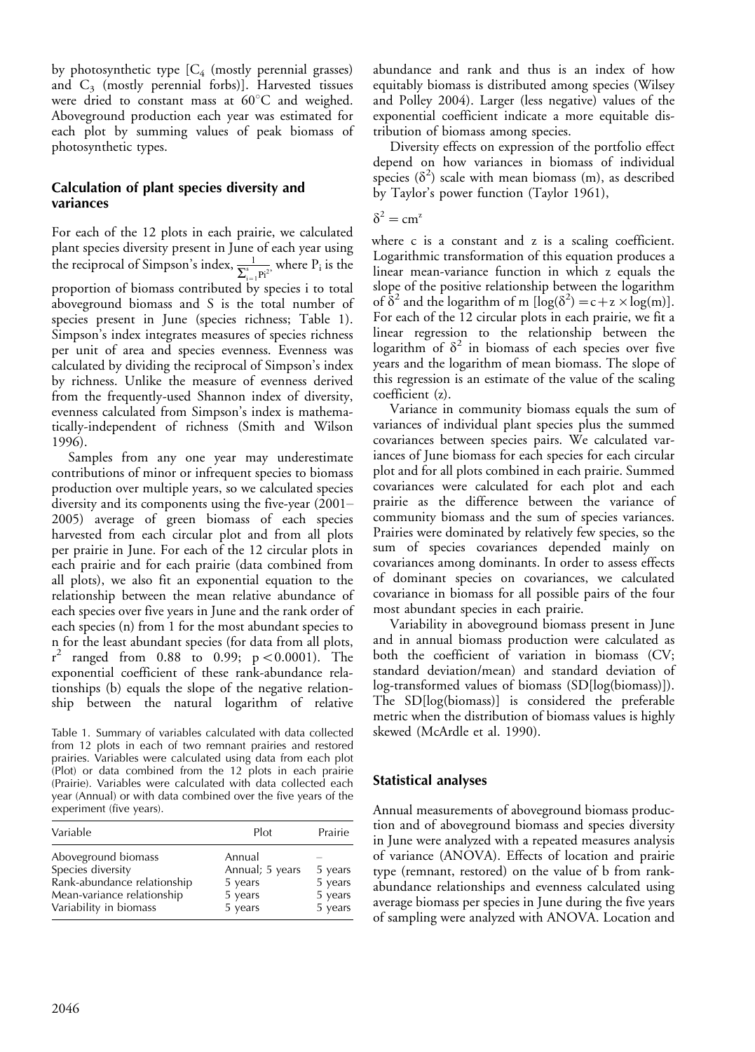by photosynthetic type [$C_4$ (mostly perennial grasses) and $C_3$ (mostly perennial forbs)]. Harvested tissues were dried to constant mass at 60°C and weighed. Aboveground production each year was estimated for each plot by summing values of peak biomass of photosynthetic types.

### Calculation of plant species diversity and variances

For each of the 12 plots in each prairie, we calculated plant species diversity present in June of each year using the reciprocal of Simpson's index, $\frac{1}{\sum_{i=1}^{s} P_i^2}$, where $P_i$ is the proportion of biomass contributed by species i to total aboveground biomass and S is the total number of species present in June (species richness; Table 1). Simpson's index integrates measures of species richness per unit of area and species evenness. Evenness was calculated by dividing the reciprocal of Simpson's index by richness. Unlike the measure of evenness derived from the frequently-used Shannon index of diversity, evenness calculated from Simpson's index is mathematically-independent of richness (Smith and Wilson 1996).

Samples from any one year may underestimate contributions of minor or infrequent species to biomass production over multiple years, so we calculated species diversity and its components using the five-year (2001–2005) average of green biomass of each species harvested from each circular plot and from all plots per prairie in June. For each of the 12 circular plots in each prairie and for each prairie (data combined from all plots), we also fit an exponential equation to the relationship between the mean relative abundance of each species over five years in June and the rank order of each species (n) from 1 for the most abundant species to n for the least abundant species (for data from all plots, $r^2$ ranged from 0.88 to 0.99; $p < 0.0001$). The exponential coefficient of these rank-abundance relationships (b) equals the slope of the negative relationship between the natural logarithm of relative abundance and rank and thus is an index of how equitably biomass is distributed among species (Wilsey and Polley 2004). Larger (less negative) values of the exponential coefficient indicate a more equitable distribution of biomass among species.

Diversity effects on expression of the portfolio effect depend on how variances in biomass of individual species ($\delta^2$) scale with mean biomass (m), as described by Taylor's power function (Taylor 1961),

$$\delta^2 = cm^z$$

where c is a constant and z is a scaling coefficient. Logarithmic transformation of this equation produces a linear mean-variance function in which z equals the slope of the positive relationship between the logarithm of $\delta^2$ and the logarithm of m [$\log(\delta^2) = c + z \times \log(m)$]. For each of the 12 circular plots in each prairie, we fit a linear regression to the relationship between the logarithm of $\delta^2$ in biomass of each species over five years and the logarithm of mean biomass. The slope of this regression is an estimate of the value of the scaling coefficient (z).

Variance in community biomass equals the sum of variances of individual plant species plus the summed covariances between species pairs. We calculated variances of June biomass for each species for each circular plot and for all plots combined in each prairie. Summed covariances were calculated for each plot and each prairie as the difference between the variance of community biomass and the sum of species variances. Prairies were dominated by relatively few species, so the sum of species covariances depended mainly on covariances among dominants. In order to assess effects of dominant species on covariances, we calculated covariance in biomass for all possible pairs of the four most abundant species in each prairie.

Variability in aboveground biomass present in June and in annual biomass production were calculated as both the coefficient of variation in biomass (CV; standard deviation/mean) and standard deviation of log-transformed values of biomass (SD[log(biomass)]). The SD[log(biomass)] is considered the preferable metric when the distribution of biomass values is highly skewed (McArdle et al. 1990).

Table 1. Summary of variables calculated with data collected from 12 plots in each of two remnant prairies and restored prairies. Variables were calculated using data from each plot (Plot) or data combined from the 12 plots in each prairie (Prairie). Variables were calculated with data collected each year (Annual) or with data combined over the five years of the experiment (five years).

| Variable | Plot | Prairie |
|---|---|---|
| Aboveground biomass | Annual | – |
| Species diversity | Annual; 5 years | 5 years |
| Rank-abundance relationship | 5 years | 5 years |
| Mean-variance relationship | 5 years | 5 years |
| Variability in biomass | 5 years | 5 years |

### Statistical analyses

Annual measurements of aboveground biomass production and of aboveground biomass and species diversity in June were analyzed with a repeated measures analysis of variance (ANOVA). Effects of location and prairie type (remnant, restored) on the value of b from rank-abundance relationships and evenness calculated using average biomass per species in June during the five years of sampling were analyzed with ANOVA. Location and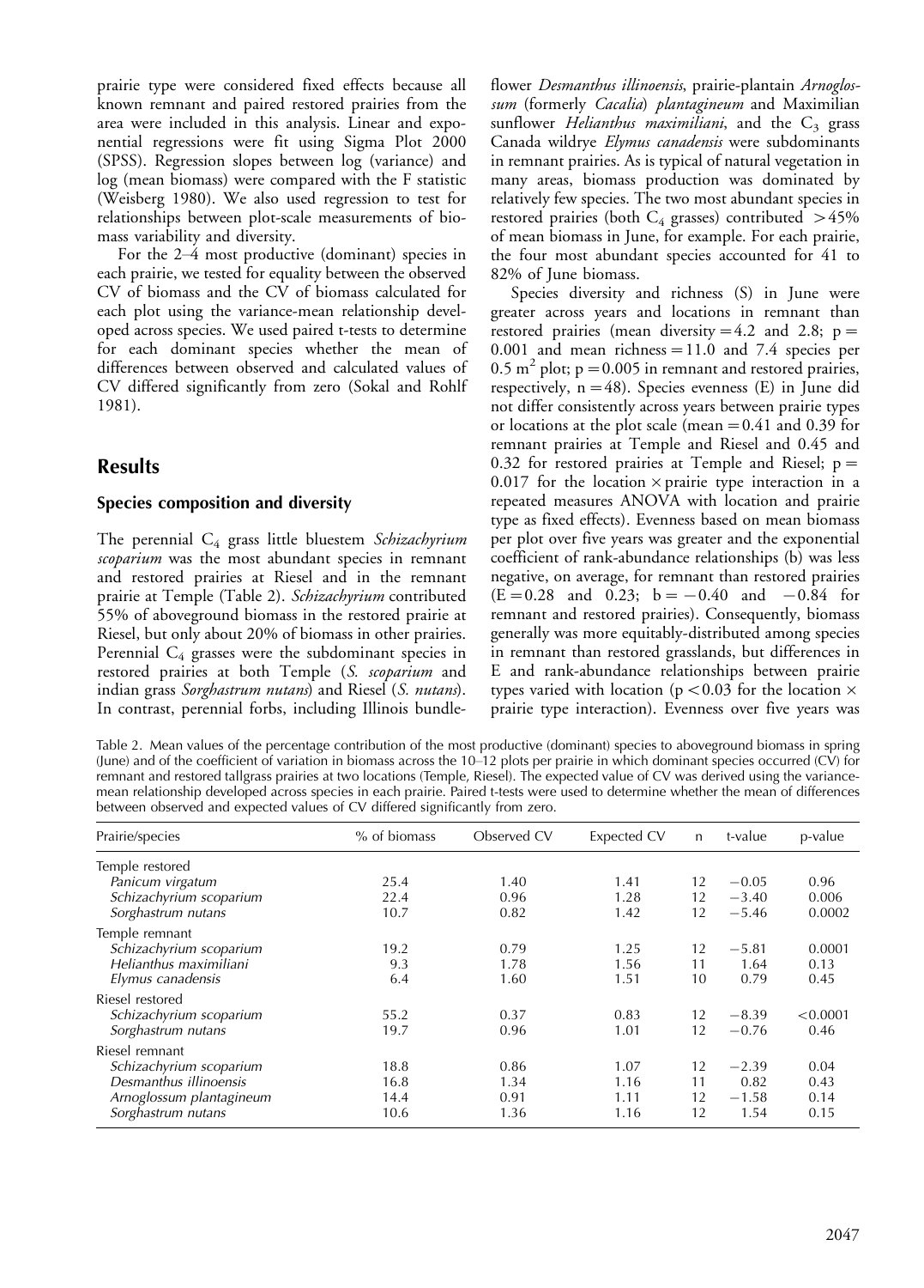prairie type were considered fixed effects because all known remnant and paired restored prairies from the area were included in this analysis. Linear and exponential regressions were fit using Sigma Plot 2000 (SPSS). Regression slopes between log (variance) and log (mean biomass) were compared with the F statistic (Weisberg 1980). We also used regression to test for relationships between plot-scale measurements of biomass variability and diversity.

For the 2–4 most productive (dominant) species in each prairie, we tested for equality between the observed CV of biomass and the CV of biomass calculated for each plot using the variance-mean relationship developed across species. We used paired t-tests to determine for each dominant species whether the mean of differences between observed and calculated values of CV differed significantly from zero (Sokal and Rohlf 1981).

## Results

### Species composition and diversity

The perennial $C_4$ grass little bluestem *Schizachyrium scoparium* was the most abundant species in remnant and restored prairies at Riesel and in the remnant prairie at Temple (Table 2). *Schizachyrium* contributed 55% of aboveground biomass in the restored prairie at Riesel, but only about 20% of biomass in other prairies. Perennial $C_4$ grasses were the subdominant species in restored prairies at both Temple (*S. scoparium* and indian grass *Sorghastrum nutans*) and Riesel (*S. nutans*). In contrast, perennial forbs, including Illinois bundleflower *Desmanthus illinoensis*, prairie-plantain *Arnoglossum* (formerly *Cacalia*) *plantagineum* and Maximilian sunflower *Helianthus maximiliani*, and the $C_3$ grass Canada wildrye *Elymus canadensis* were subdominants in remnant prairies. As is typical of natural vegetation in many areas, biomass production was dominated by relatively few species. The two most abundant species in restored prairies (both $C_4$ grasses) contributed $>45\%$ of mean biomass in June, for example. For each prairie, the four most abundant species accounted for 41 to 82% of June biomass.

Species diversity and richness (S) in June were greater across years and locations in remnant than restored prairies (mean diversity $= 4.2$ and $2.8$; $p = 0.001$ and mean richness $= 11.0$ and $7.4$ species per $0.5\ m^2$ plot; $p = 0.005$ in remnant and restored prairies, respectively, $n = 48$). Species evenness (E) in June did not differ consistently across years between prairie types or locations at the plot scale (mean $= 0.41$ and $0.39$ for remnant prairies at Temple and Riesel and $0.45$ and $0.32$ for restored prairies at Temple and Riesel; $p = 0.017$ for the location $\times$ prairie type interaction in a repeated measures ANOVA with location and prairie type as fixed effects). Evenness based on mean biomass per plot over five years was greater and the exponential coefficient of rank-abundance relationships (b) was less negative, on average, for remnant than restored prairies ($E = 0.28$ and $0.23$; $b = -0.40$ and $-0.84$ for remnant and restored prairies). Consequently, biomass generally was more equitably-distributed among species in remnant than restored grasslands, but differences in E and rank-abundance relationships between prairie types varied with location ($p < 0.03$ for the location $\times$ prairie type interaction). Evenness over five years was

Table 2. Mean values of the percentage contribution of the most productive (dominant) species to aboveground biomass in spring (June) and of the coefficient of variation in biomass across the 10–12 plots per prairie in which dominant species occurred (CV) for remnant and restored tallgrass prairies at two locations (Temple, Riesel). The expected value of CV was derived using the variance-mean relationship developed across species in each prairie. Paired t-tests were used to determine whether the mean of differences between observed and expected values of CV differed significantly from zero.

| Prairie/species | % of biomass | Observed CV | Expected CV | n | t-value | p-value |
|---|---|---|---|---|---|---|
| Temple restored | | | | | | |
| *Panicum virgatum* | 25.4 | 1.40 | 1.41 | 12 | −0.05 | 0.96 |
| *Schizachyrium scoparium* | 22.4 | 0.96 | 1.28 | 12 | −3.40 | 0.006 |
| *Sorghastrum nutans* | 10.7 | 0.82 | 1.42 | 12 | −5.46 | 0.0002 |
| Temple remnant | | | | | | |
| *Schizachyrium scoparium* | 19.2 | 0.79 | 1.25 | 12 | −5.81 | 0.0001 |
| *Helianthus maximiliani* | 9.3 | 1.78 | 1.56 | 11 | 1.64 | 0.13 |
| *Elymus canadensis* | 6.4 | 1.60 | 1.51 | 10 | 0.79 | 0.45 |
| Riesel restored | | | | | | |
| *Schizachyrium scoparium* | 55.2 | 0.37 | 0.83 | 12 | −8.39 | <0.0001 |
| *Sorghastrum nutans* | 19.7 | 0.96 | 1.01 | 12 | −0.76 | 0.46 |
| Riesel remnant | | | | | | |
| *Schizachyrium scoparium* | 18.8 | 0.86 | 1.07 | 12 | −2.39 | 0.04 |
| *Desmanthus illinoensis* | 16.8 | 1.34 | 1.16 | 11 | 0.82 | 0.43 |
| *Arnoglossum plantagineum* | 14.4 | 0.91 | 1.11 | 12 | −1.58 | 0.14 |
| *Sorghastrum nutans* | 10.6 | 1.36 | 1.16 | 12 | 1.54 | 0.15 |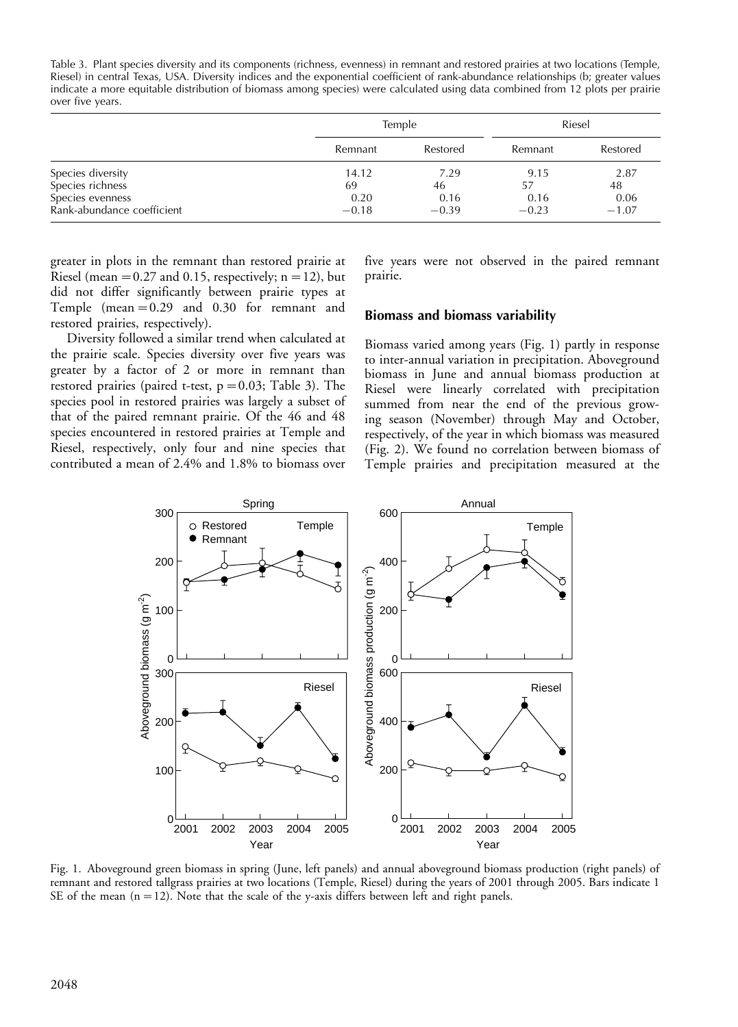Table 3. Plant species diversity and its components (richness, evenness) in remnant and restored prairies at two locations (Temple, Riesel) in central Texas, USA. Diversity indices and the exponential coefficient of rank-abundance relationships (b; greater values indicate a more equitable distribution of biomass among species) were calculated using data combined from 12 plots per prairie over five years.

| | Temple | | Riesel | |
|---|---|---|---|---|
| | Remnant | Restored | Remnant | Restored |
| Species diversity | 14.12 | 7.29 | 9.15 | 2.87 |
| Species richness | 69 | 46 | 57 | 48 |
| Species evenness | 0.20 | 0.16 | 0.16 | 0.06 |
| Rank-abundance coefficient | −0.18 | −0.39 | −0.23 | −1.07 |

greater in plots in the remnant than restored prairie at Riesel (mean = 0.27 and 0.15, respectively; $n = 12$), but did not differ significantly between prairie types at Temple (mean = 0.29 and 0.30 for remnant and restored prairies, respectively).

Diversity followed a similar trend when calculated at the prairie scale. Species diversity over five years was greater by a factor of 2 or more in remnant than restored prairies (paired t-test, $p = 0.03$; Table 3). The species pool in restored prairies was largely a subset of that of the paired remnant prairie. Of the 46 and 48 species encountered in restored prairies at Temple and Riesel, respectively, only four and nine species that contributed a mean of 2.4% and 1.8% to biomass over five years were not observed in the paired remnant prairie.

### Biomass and biomass variability

Biomass varied among years (Fig. 1) partly in response to inter-annual variation in precipitation. Aboveground biomass in June and annual biomass production at Riesel were linearly correlated with precipitation summed from near the end of the previous growing season (November) through May and October, respectively, of the year in which biomass was measured (Fig. 2). We found no correlation between biomass of Temple prairies and precipitation measured at the

Fig. 1. Aboveground green biomass in spring (June, left panels) and annual aboveground biomass production (right panels) of remnant and restored tallgrass prairies at two locations (Temple, Riesel) during the years of 2001 through 2005. Bars indicate 1 SE of the mean ($n = 12$). Note that the scale of the y-axis differs between left and right panels.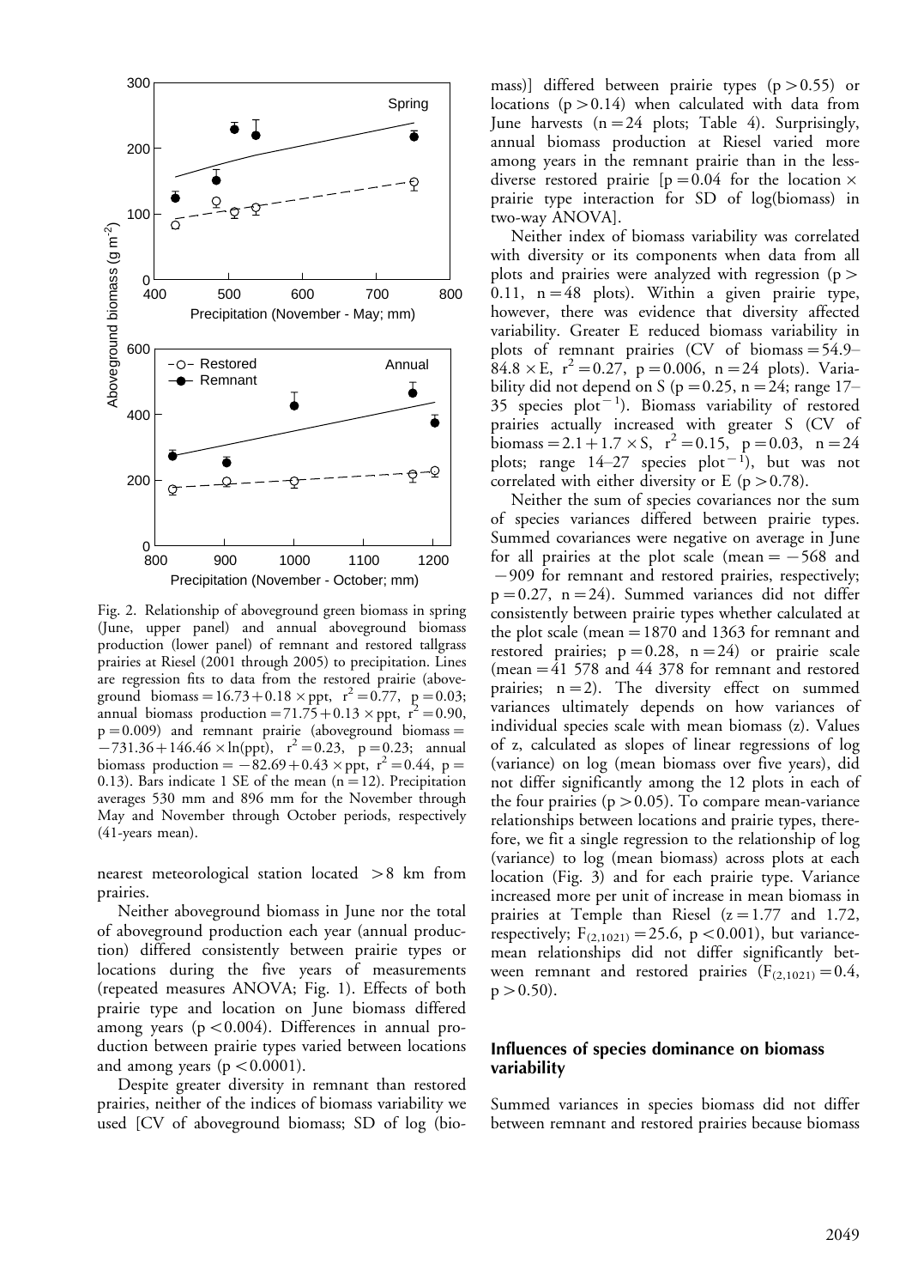Fig. 2. Relationship of aboveground green biomass in spring (June, upper panel) and annual aboveground biomass production (lower panel) of remnant and restored tallgrass prairies at Riesel (2001 through 2005) to precipitation. Lines are regression fits to data from the restored prairie (aboveground biomass $= 16.73 + 0.18 \times \text{ppt}$, $r^2 = 0.77$, $p = 0.03$; annual biomass production $= 71.75 + 0.13 \times \text{ppt}$, $r^2 = 0.90$, $p = 0.009$) and remnant prairie (aboveground biomass $= -731.36 + 146.46 \times \ln(\text{ppt})$, $r^2 = 0.23$, $p = 0.23$; annual biomass production $= -82.69 + 0.43 \times \text{ppt}$, $r^2 = 0.44$, $p = 0.13$). Bars indicate 1 SE of the mean ($n = 12$). Precipitation averages 530 mm and 896 mm for the November through May and November through October periods, respectively (41-years mean).

nearest meteorological station located $>8$ km from prairies.

Neither aboveground biomass in June nor the total of aboveground production each year (annual production) differed consistently between prairie types or locations during the five years of measurements (repeated measures ANOVA; Fig. 1). Effects of both prairie type and location on June biomass differed among years ($p < 0.004$). Differences in annual production between prairie types varied between locations and among years ($p < 0.0001$).

Despite greater diversity in remnant than restored prairies, neither of the indices of biomass variability we used [CV of aboveground biomass; SD of log (biomass)] differed between prairie types ($p > 0.55$) or locations ($p > 0.14$) when calculated with data from June harvests ($n = 24$ plots; Table 4). Surprisingly, annual biomass production at Riesel varied more among years in the remnant prairie than in the less-diverse restored prairie [$p = 0.04$ for the location $\times$ prairie type interaction for SD of log(biomass) in two-way ANOVA].

Neither index of biomass variability was correlated with diversity or its components when data from all plots and prairies were analyzed with regression ($p > 0.11$, $n = 48$ plots). Within a given prairie type, however, there was evidence that diversity affected variability. Greater E reduced biomass variability in plots of remnant prairies (CV of biomass $= 54.9 - 84.8 \times E$, $r^2 = 0.27$, $p = 0.006$, $n = 24$ plots). Variability did not depend on S ($p = 0.25$, $n = 24$; range 17–35 species plot$^{-1}$). Biomass variability of restored prairies actually increased with greater S (CV of biomass $= 2.1 + 1.7 \times S$, $r^2 = 0.15$, $p = 0.03$, $n = 24$ plots; range 14–27 species plot$^{-1}$), but was not correlated with either diversity or E ($p > 0.78$).

Neither the sum of species covariances nor the sum of species variances differed between prairie types. Summed covariances were negative on average in June for all prairies at the plot scale (mean $= -568$ and $-909$ for remnant and restored prairies, respectively; $p = 0.27$, $n = 24$). Summed variances did not differ consistently between prairie types whether calculated at the plot scale (mean $= 1870$ and 1363 for remnant and restored prairies; $p = 0.28$, $n = 24$) or prairie scale (mean $= 41\,578$ and 44 378 for remnant and restored prairies; $n = 2$). The diversity effect on summed variances ultimately depends on how variances of individual species scale with mean biomass (z). Values of z, calculated as slopes of linear regressions of log (variance) on log (mean biomass over five years), did not differ significantly among the 12 plots in each of the four prairies ($p > 0.05$). To compare mean-variance relationships between locations and prairie types, therefore, we fit a single regression to the relationship of log (variance) to log (mean biomass) across plots at each location (Fig. 3) and for each prairie type. Variance increased more per unit of increase in mean biomass in prairies at Temple than Riesel ($z = 1.77$ and 1.72, respectively; $F_{(2,1021)} = 25.6$, $p < 0.001$), but variance-mean relationships did not differ significantly between remnant and restored prairies ($F_{(2,1021)} = 0.4$, $p > 0.50$).

### Influences of species dominance on biomass variability

Summed variances in species biomass did not differ between remnant and restored prairies because biomass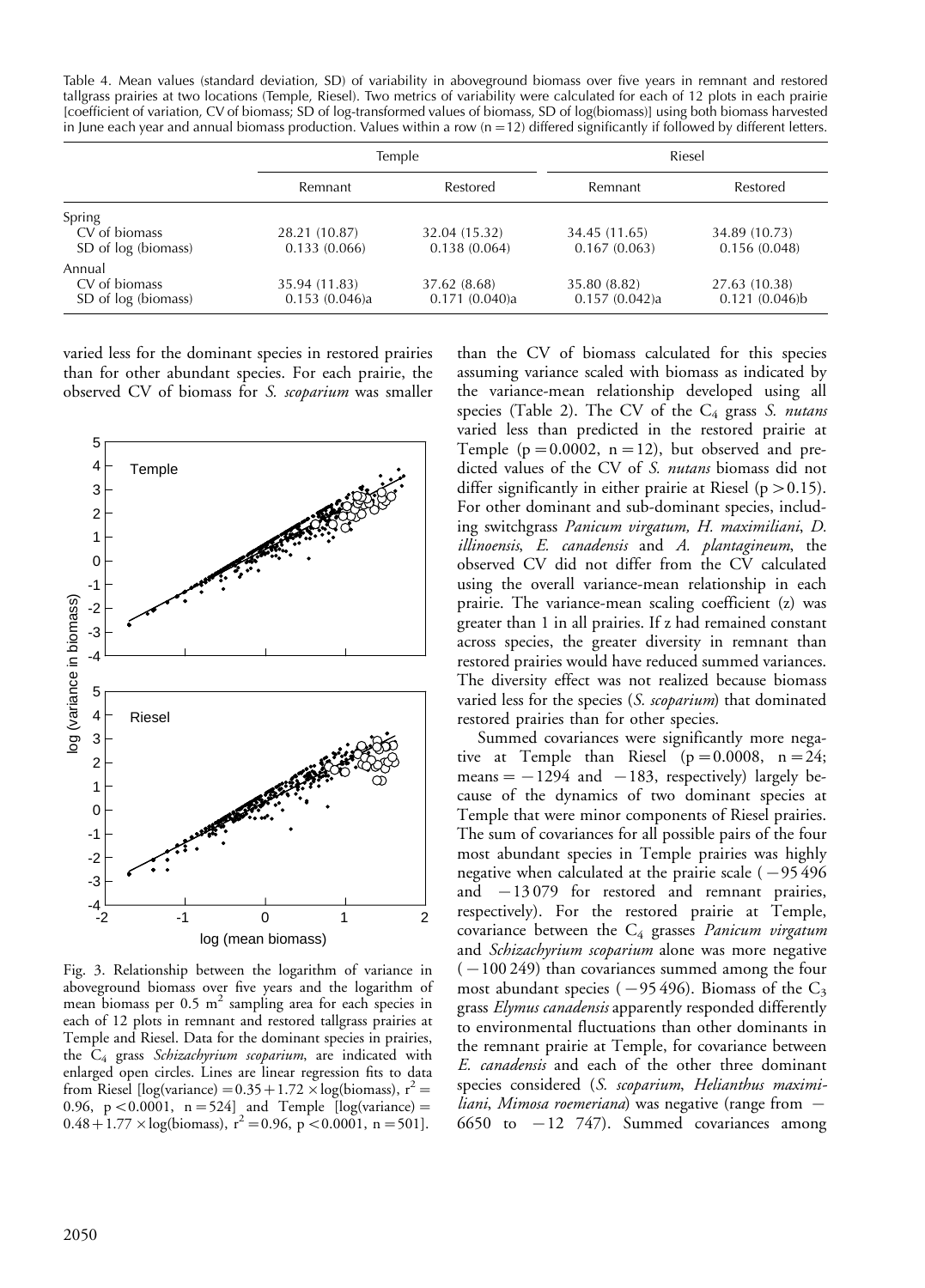Table 4. Mean values (standard deviation, SD) of variability in aboveground biomass over five years in remnant and restored tallgrass prairies at two locations (Temple, Riesel). Two metrics of variability were calculated for each of 12 plots in each prairie [coefficient of variation, CV of biomass; SD of log-transformed values of biomass, SD of log(biomass)] using both biomass harvested in June each year and annual biomass production. Values within a row ($n = 12$) differed significantly if followed by different letters.

| | Temple | | Riesel | |
|---|---|---|---|---|
| | Remnant | Restored | Remnant | Restored |
| Spring | | | | |
| CV of biomass | 28.21 (10.87) | 32.04 (15.32) | 34.45 (11.65) | 34.89 (10.73) |
| SD of log (biomass) | 0.133 (0.066) | 0.138 (0.064) | 0.167 (0.063) | 0.156 (0.048) |
| Annual | | | | |
| CV of biomass | 35.94 (11.83) | 37.62 (8.68) | 35.80 (8.82) | 27.63 (10.38) |
| SD of log (biomass) | 0.153 (0.046)a | 0.171 (0.040)a | 0.157 (0.042)a | 0.121 (0.046)b |

varied less for the dominant species in restored prairies than for other abundant species. For each prairie, the observed CV of biomass for *S. scoparium* was smaller than the CV of biomass calculated for this species assuming variance scaled with biomass as indicated by the variance-mean relationship developed using all species (Table 2). The CV of the $C_4$ grass *S. nutans* varied less than predicted in the restored prairie at Temple ($p = 0.0002$, $n = 12$), but observed and predicted values of the CV of *S. nutans* biomass did not differ significantly in either prairie at Riesel ($p > 0.15$). For other dominant and sub-dominant species, including switchgrass *Panicum virgatum*, *H. maximiliani*, *D. illinoensis*, *E. canadensis* and *A. plantagineum*, the observed CV did not differ from the CV calculated using the overall variance-mean relationship in each prairie. The variance-mean scaling coefficient (z) was greater than 1 in all prairies. If z had remained constant across species, the greater diversity in remnant than restored prairies would have reduced summed variances. The diversity effect was not realized because biomass varied less for the species (*S. scoparium*) that dominated restored prairies than for other species.

Fig. 3. Relationship between the logarithm of variance in aboveground biomass over five years and the logarithm of mean biomass per 0.5 $m^2$ sampling area for each species in each of 12 plots in remnant and restored tallgrass prairies at Temple and Riesel. Data for the dominant species in prairies, the $C_4$ grass *Schizachyrium scoparium*, are indicated with enlarged open circles. Lines are linear regression fits to data from Riesel [$\log(\text{variance}) = 0.35 + 1.72 \times \log(\text{biomass})$, $r^2 = 0.96$, $p < 0.0001$, $n = 524$] and Temple [$\log(\text{variance}) = 0.48 + 1.77 \times \log(\text{biomass})$, $r^2 = 0.96$, $p < 0.0001$, $n = 501$].

Summed covariances were significantly more negative at Temple than Riesel ($p = 0.0008$, $n = 24$; means $= -1294$ and $-183$, respectively) largely because of the dynamics of two dominant species at Temple that were minor components of Riesel prairies. The sum of covariances for all possible pairs of the four most abundant species in Temple prairies was highly negative when calculated at the prairie scale ($-95\,496$ and $-13\,079$ for restored and remnant prairies, respectively). For the restored prairie at Temple, covariance between the $C_4$ grasses *Panicum virgatum* and *Schizachyrium scoparium* alone was more negative ($-100\,249$) than covariances summed among the four most abundant species ($-95\,496$). Biomass of the $C_3$ grass *Elymus canadensis* apparently responded differently to environmental fluctuations than other dominants in the remnant prairie at Temple, for covariance between *E. canadensis* and each of the other three dominant species considered (*S. scoparium*, *Helianthus maximiliani*, *Mimosa roemeriana*) was negative (range from $-6650$ to $-12\,747$). Summed covariances among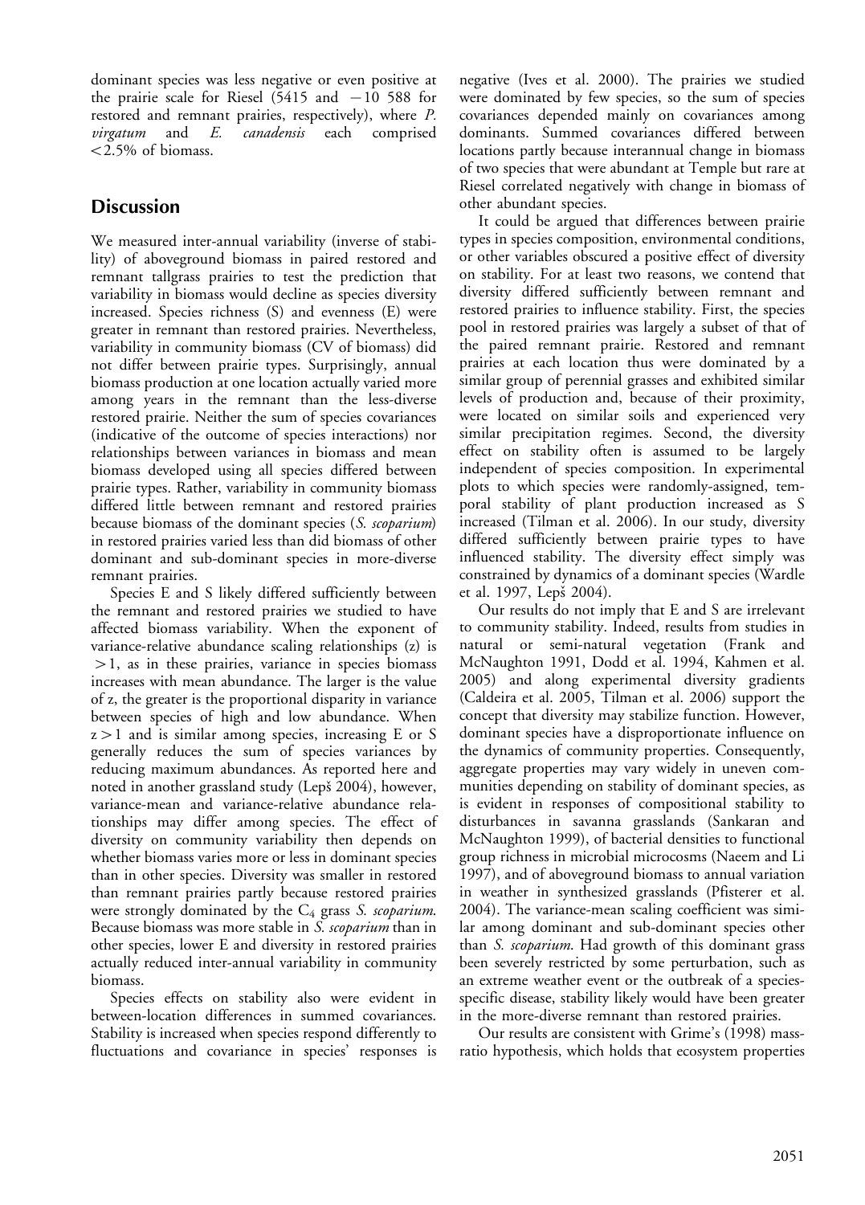dominant species was less negative or even positive at the prairie scale for Riesel (5415 and −10 588 for restored and remnant prairies, respectively), where *P. virgatum* and *E. canadensis* each comprised <2.5% of biomass.

## Discussion

We measured inter-annual variability (inverse of stability) of aboveground biomass in paired restored and remnant tallgrass prairies to test the prediction that variability in biomass would decline as species diversity increased. Species richness (S) and evenness (E) were greater in remnant than restored prairies. Nevertheless, variability in community biomass (CV of biomass) did not differ between prairie types. Surprisingly, annual biomass production at one location actually varied more among years in the remnant than the less-diverse restored prairie. Neither the sum of species covariances (indicative of the outcome of species interactions) nor relationships between variances in biomass and mean biomass developed using all species differed between prairie types. Rather, variability in community biomass differed little between remnant and restored prairies because biomass of the dominant species (*S. scoparium*) in restored prairies varied less than did biomass of other dominant and sub-dominant species in more-diverse remnant prairies.

Species E and S likely differed sufficiently between the remnant and restored prairies we studied to have affected biomass variability. When the exponent of variance-relative abundance scaling relationships (z) is $>1$, as in these prairies, variance in species biomass increases with mean abundance. The larger is the value of z, the greater is the proportional disparity in variance between species of high and low abundance. When $z>1$ and is similar among species, increasing E or S generally reduces the sum of species variances by reducing maximum abundances. As reported here and noted in another grassland study (Lepš 2004), however, variance-mean and variance-relative abundance relationships may differ among species. The effect of diversity on community variability then depends on whether biomass varies more or less in dominant species than in other species. Diversity was smaller in restored than remnant prairies partly because restored prairies were strongly dominated by the $C_4$ grass *S. scoparium*. Because biomass was more stable in *S. scoparium* than in other species, lower E and diversity in restored prairies actually reduced inter-annual variability in community biomass.

Species effects on stability also were evident in between-location differences in summed covariances. Stability is increased when species respond differently to fluctuations and covariance in species' responses is negative (Ives et al. 2000). The prairies we studied were dominated by few species, so the sum of species covariances depended mainly on covariances among dominants. Summed covariances differed between locations partly because interannual change in biomass of two species that were abundant at Temple but rare at Riesel correlated negatively with change in biomass of other abundant species.

It could be argued that differences between prairie types in species composition, environmental conditions, or other variables obscured a positive effect of diversity on stability. For at least two reasons, we contend that diversity differed sufficiently between remnant and restored prairies to influence stability. First, the species pool in restored prairies was largely a subset of that of the paired remnant prairie. Restored and remnant prairies at each location thus were dominated by a similar group of perennial grasses and exhibited similar levels of production and, because of their proximity, were located on similar soils and experienced very similar precipitation regimes. Second, the diversity effect on stability often is assumed to be largely independent of species composition. In experimental plots to which species were randomly-assigned, temporal stability of plant production increased as S increased (Tilman et al. 2006). In our study, diversity differed sufficiently between prairie types to have influenced stability. The diversity effect simply was constrained by dynamics of a dominant species (Wardle et al. 1997, Lepš 2004).

Our results do not imply that E and S are irrelevant to community stability. Indeed, results from studies in natural or semi-natural vegetation (Frank and McNaughton 1991, Dodd et al. 1994, Kahmen et al. 2005) and along experimental diversity gradients (Caldeira et al. 2005, Tilman et al. 2006) support the concept that diversity may stabilize function. However, dominant species have a disproportionate influence on the dynamics of community properties. Consequently, aggregate properties may vary widely in uneven communities depending on stability of dominant species, as is evident in responses of compositional stability to disturbances in savanna grasslands (Sankaran and McNaughton 1999), of bacterial densities to functional group richness in microbial microcosms (Naeem and Li 1997), and of aboveground biomass to annual variation in weather in synthesized grasslands (Pfisterer et al. 2004). The variance-mean scaling coefficient was similar among dominant and sub-dominant species other than *S. scoparium*. Had growth of this dominant grass been severely restricted by some perturbation, such as an extreme weather event or the outbreak of a species-specific disease, stability likely would have been greater in the more-diverse remnant than restored prairies.

Our results are consistent with Grime's (1998) mass-ratio hypothesis, which holds that ecosystem properties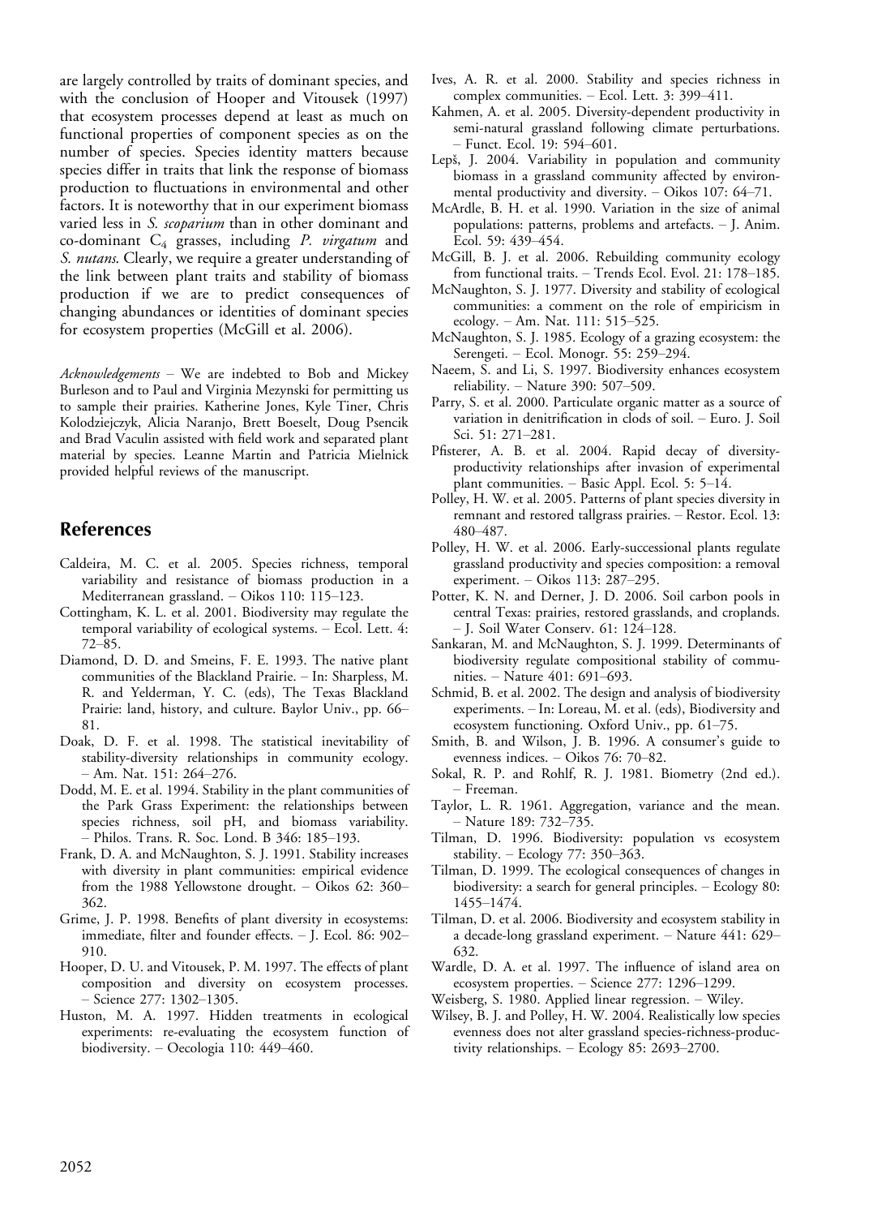are largely controlled by traits of dominant species, and with the conclusion of Hooper and Vitousek (1997) that ecosystem processes depend at least as much on functional properties of component species as on the number of species. Species identity matters because species differ in traits that link the response of biomass production to fluctuations in environmental and other factors. It is noteworthy that in our experiment biomass varied less in *S. scoparium* than in other dominant and co-dominant $C_4$ grasses, including *P. virgatum* and *S. nutans*. Clearly, we require a greater understanding of the link between plant traits and stability of biomass production if we are to predict consequences of changing abundances or identities of dominant species for ecosystem properties (McGill et al. 2006).

*Acknowledgements* – We are indebted to Bob and Mickey Burleson and to Paul and Virginia Mezynski for permitting us to sample their prairies. Katherine Jones, Kyle Tiner, Chris Kolodziejczyk, Alicia Naranjo, Brett Boeselt, Doug Psencik and Brad Vaculin assisted with field work and separated plant material by species. Leanne Martin and Patricia Mielnick provided helpful reviews of the manuscript.

## References

Caldeira, M. C. et al. 2005. Species richness, temporal variability and resistance of biomass production in a Mediterranean grassland. – Oikos 110: 115–123.

Cottingham, K. L. et al. 2001. Biodiversity may regulate the temporal variability of ecological systems. – Ecol. Lett. 4: 72–85.

Diamond, D. D. and Smeins, F. E. 1993. The native plant communities of the Blackland Prairie. – In: Sharpless, M. R. and Yelderman, Y. C. (eds), The Texas Blackland Prairie: land, history, and culture. Baylor Univ., pp. 66–81.

Doak, D. F. et al. 1998. The statistical inevitability of stability-diversity relationships in community ecology. – Am. Nat. 151: 264–276.

Dodd, M. E. et al. 1994. Stability in the plant communities of the Park Grass Experiment: the relationships between species richness, soil pH, and biomass variability. – Philos. Trans. R. Soc. Lond. B 346: 185–193.

Frank, D. A. and McNaughton, S. J. 1991. Stability increases with diversity in plant communities: empirical evidence from the 1988 Yellowstone drought. – Oikos 62: 360–362.

Grime, J. P. 1998. Benefits of plant diversity in ecosystems: immediate, filter and founder effects. – J. Ecol. 86: 902–910.

Hooper, D. U. and Vitousek, P. M. 1997. The effects of plant composition and diversity on ecosystem processes. – Science 277: 1302–1305.

Huston, M. A. 1997. Hidden treatments in ecological experiments: re-evaluating the ecosystem function of biodiversity. – Oecologia 110: 449–460.

Ives, A. R. et al. 2000. Stability and species richness in complex communities. – Ecol. Lett. 3: 399–411.

Kahmen, A. et al. 2005. Diversity-dependent productivity in semi-natural grassland following climate perturbations. – Funct. Ecol. 19: 594–601.

Lepš, J. 2004. Variability in population and community biomass in a grassland community affected by environmental productivity and diversity. – Oikos 107: 64–71.

McArdle, B. H. et al. 1990. Variation in the size of animal populations: patterns, problems and artefacts. – J. Anim. Ecol. 59: 439–454.

McGill, B. J. et al. 2006. Rebuilding community ecology from functional traits. – Trends Ecol. Evol. 21: 178–185.

McNaughton, S. J. 1977. Diversity and stability of ecological communities: a comment on the role of empiricism in ecology. – Am. Nat. 111: 515–525.

McNaughton, S. J. 1985. Ecology of a grazing ecosystem: the Serengeti. – Ecol. Monogr. 55: 259–294.

Naeem, S. and Li, S. 1997. Biodiversity enhances ecosystem reliability. – Nature 390: 507–509.

Parry, S. et al. 2000. Particulate organic matter as a source of variation in denitrification in clods of soil. – Euro. J. Soil Sci. 51: 271–281.

Pfisterer, A. B. et al. 2004. Rapid decay of diversity-productivity relationships after invasion of experimental plant communities. – Basic Appl. Ecol. 5: 5–14.

Polley, H. W. et al. 2005. Patterns of plant species diversity in remnant and restored tallgrass prairies. – Restor. Ecol. 13: 480–487.

Polley, H. W. et al. 2006. Early-successional plants regulate grassland productivity and species composition: a removal experiment. – Oikos 113: 287–295.

Potter, K. N. and Derner, J. D. 2006. Soil carbon pools in central Texas: prairies, restored grasslands, and croplands. – J. Soil Water Conserv. 61: 124–128.

Sankaran, M. and McNaughton, S. J. 1999. Determinants of biodiversity regulate compositional stability of communities. – Nature 401: 691–693.

Schmid, B. et al. 2002. The design and analysis of biodiversity experiments. – In: Loreau, M. et al. (eds), Biodiversity and ecosystem functioning. Oxford Univ., pp. 61–75.

Smith, B. and Wilson, J. B. 1996. A consumer's guide to evenness indices. – Oikos 76: 70–82.

Sokal, R. P. and Rohlf, R. J. 1981. Biometry (2nd ed.). – Freeman.

Taylor, L. R. 1961. Aggregation, variance and the mean. – Nature 189: 732–735.

Tilman, D. 1996. Biodiversity: population vs ecosystem stability. – Ecology 77: 350–363.

Tilman, D. 1999. The ecological consequences of changes in biodiversity: a search for general principles. – Ecology 80: 1455–1474.

Tilman, D. et al. 2006. Biodiversity and ecosystem stability in a decade-long grassland experiment. – Nature 441: 629–632.

Wardle, D. A. et al. 1997. The influence of island area on ecosystem properties. – Science 277: 1296–1299.

Weisberg, S. 1980. Applied linear regression. – Wiley.

Wilsey, B. J. and Polley, H. W. 2004. Realistically low species evenness does not alter grassland species-richness-productivity relationships. – Ecology 85: 2693–2700.